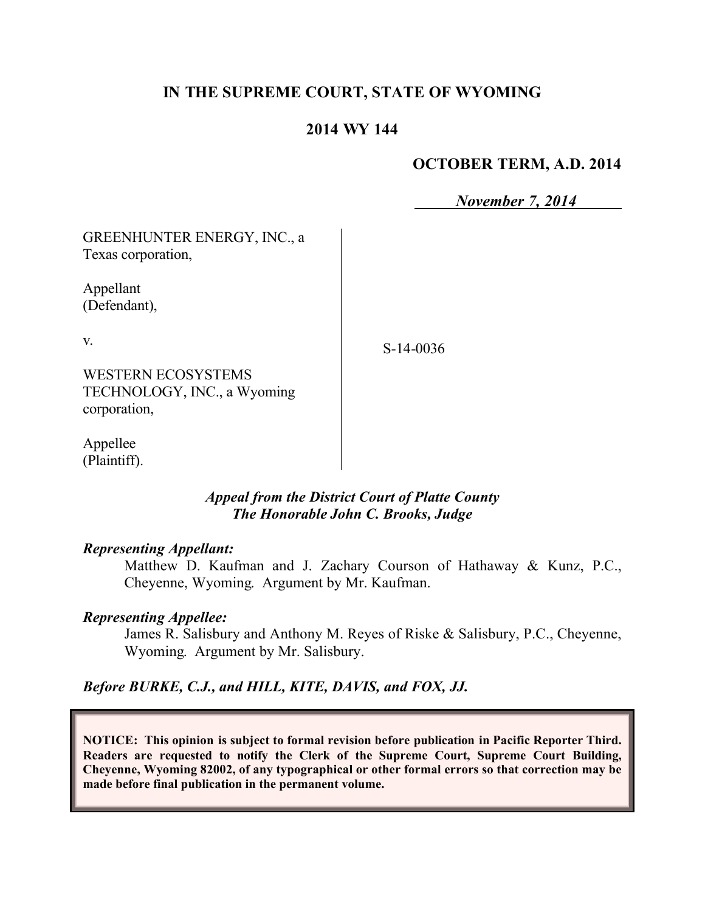**IN THE SUPREME COURT, STATE OF WYOMING**

**2014 WY 144**

**OCTOBER TERM, A.D. 2014**

***November 7, 2014***

| | |
|---|---|
| GREENHUNTER ENERGY, INC., a Texas corporation,<br><br>Appellant (Defendant),<br><br>v.<br><br>WESTERN ECOSYSTEMS TECHNOLOGY, INC., a Wyoming corporation,<br><br>Appellee (Plaintiff). | S-14-0036 |

***Appeal from the District Court of Platte County***
***The Honorable John C. Brooks, Judge***

***Representing Appellant:***

Matthew D. Kaufman and J. Zachary Courson of Hathaway & Kunz, P.C., Cheyenne, Wyoming. Argument by Mr. Kaufman.

***Representing Appellee:***

James R. Salisbury and Anthony M. Reyes of Riske & Salisbury, P.C., Cheyenne, Wyoming. Argument by Mr. Salisbury.

***Before BURKE, C.J., and HILL, KITE, DAVIS, and FOX, JJ.***

**NOTICE: This opinion is subject to formal revision before publication in Pacific Reporter Third. Readers are requested to notify the Clerk of the Supreme Court, Supreme Court Building, Cheyenne, Wyoming 82002, of any typographical or other formal errors so that correction may be made before final publication in the permanent volume.**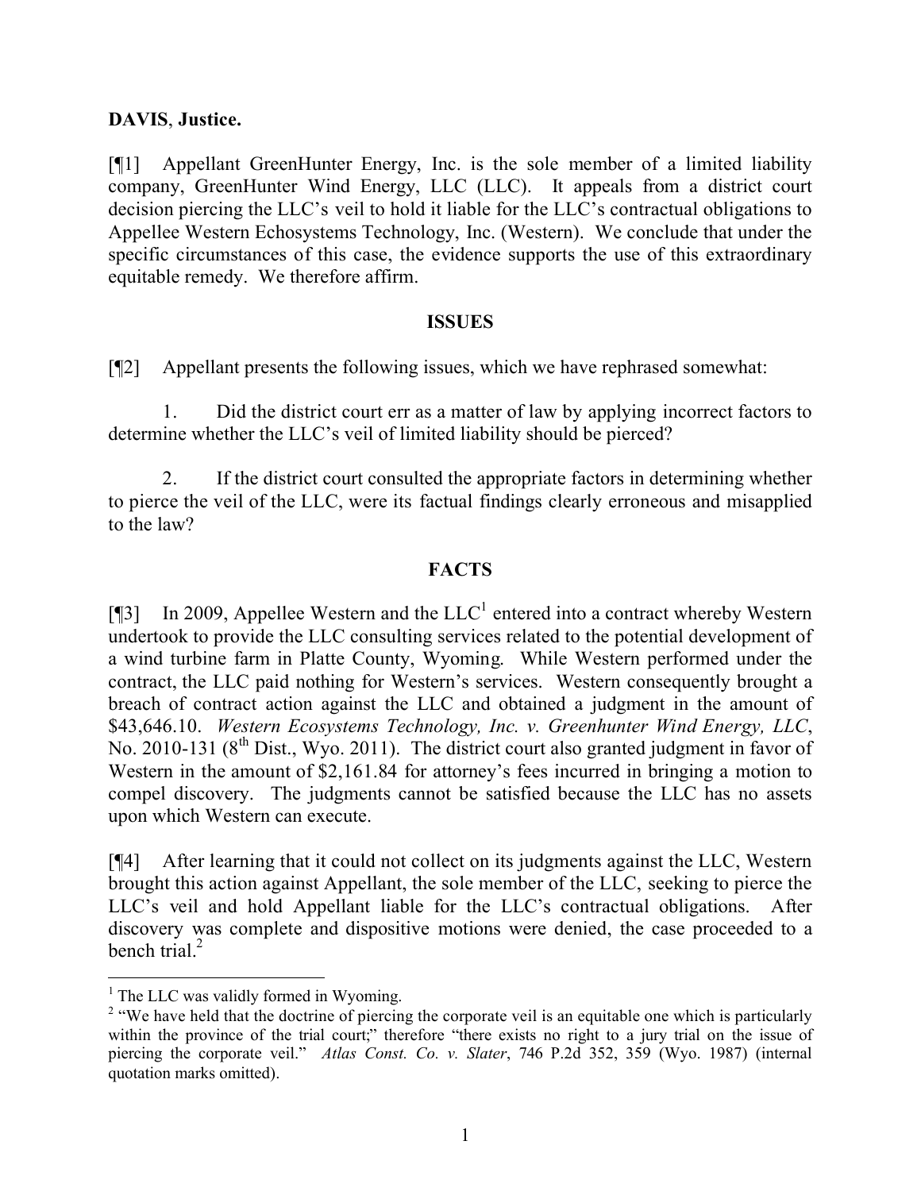**DAVIS**, **Justice.**

[¶1] Appellant GreenHunter Energy, Inc. is the sole member of a limited liability company, GreenHunter Wind Energy, LLC (LLC). It appeals from a district court decision piercing the LLC's veil to hold it liable for the LLC's contractual obligations to Appellee Western Echosystems Technology, Inc. (Western). We conclude that under the specific circumstances of this case, the evidence supports the use of this extraordinary equitable remedy. We therefore affirm.

## ISSUES

[¶2] Appellant presents the following issues, which we have rephrased somewhat:

1. Did the district court err as a matter of law by applying incorrect factors to determine whether the LLC's veil of limited liability should be pierced?

2. If the district court consulted the appropriate factors in determining whether to pierce the veil of the LLC, were its factual findings clearly erroneous and misapplied to the law?

## FACTS

[¶3] In 2009, Appellee Western and the LLC[1] entered into a contract whereby Western undertook to provide the LLC consulting services related to the potential development of a wind turbine farm in Platte County, Wyoming. While Western performed under the contract, the LLC paid nothing for Western's services. Western consequently brought a breach of contract action against the LLC and obtained a judgment in the amount of $43,646.10. *Western Ecosystems Technology, Inc. v. Greenhunter Wind Energy, LLC*, No. 2010-131 (8th Dist., Wyo. 2011). The district court also granted judgment in favor of Western in the amount of $2,161.84 for attorney's fees incurred in bringing a motion to compel discovery. The judgments cannot be satisfied because the LLC has no assets upon which Western can execute.

[¶4] After learning that it could not collect on its judgments against the LLC, Western brought this action against Appellant, the sole member of the LLC, seeking to pierce the LLC's veil and hold Appellant liable for the LLC's contractual obligations. After discovery was complete and dispositive motions were denied, the case proceeded to a bench trial.[2]

---

[1] The LLC was validly formed in Wyoming.

[2] "We have held that the doctrine of piercing the corporate veil is an equitable one which is particularly within the province of the trial court;" therefore "there exists no right to a jury trial on the issue of piercing the corporate veil." *Atlas Const. Co. v. Slater*, 746 P.2d 352, 359 (Wyo. 1987) (internal quotation marks omitted).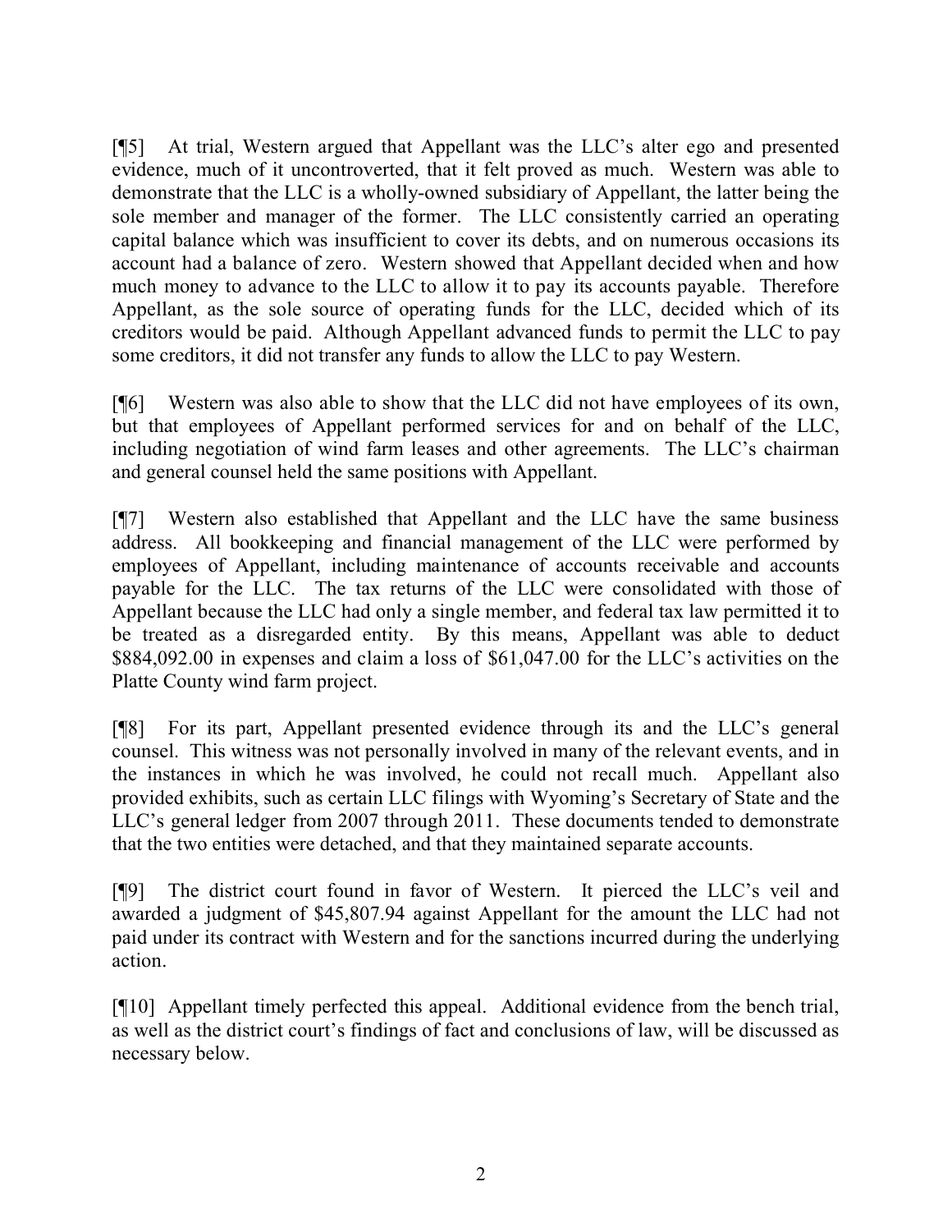[¶5] At trial, Western argued that Appellant was the LLC's alter ego and presented evidence, much of it uncontroverted, that it felt proved as much. Western was able to demonstrate that the LLC is a wholly-owned subsidiary of Appellant, the latter being the sole member and manager of the former. The LLC consistently carried an operating capital balance which was insufficient to cover its debts, and on numerous occasions its account had a balance of zero. Western showed that Appellant decided when and how much money to advance to the LLC to allow it to pay its accounts payable. Therefore Appellant, as the sole source of operating funds for the LLC, decided which of its creditors would be paid. Although Appellant advanced funds to permit the LLC to pay some creditors, it did not transfer any funds to allow the LLC to pay Western.

[¶6] Western was also able to show that the LLC did not have employees of its own, but that employees of Appellant performed services for and on behalf of the LLC, including negotiation of wind farm leases and other agreements. The LLC's chairman and general counsel held the same positions with Appellant.

[¶7] Western also established that Appellant and the LLC have the same business address. All bookkeeping and financial management of the LLC were performed by employees of Appellant, including maintenance of accounts receivable and accounts payable for the LLC. The tax returns of the LLC were consolidated with those of Appellant because the LLC had only a single member, and federal tax law permitted it to be treated as a disregarded entity. By this means, Appellant was able to deduct $884,092.00 in expenses and claim a loss of $61,047.00 for the LLC's activities on the Platte County wind farm project.

[¶8] For its part, Appellant presented evidence through its and the LLC's general counsel. This witness was not personally involved in many of the relevant events, and in the instances in which he was involved, he could not recall much. Appellant also provided exhibits, such as certain LLC filings with Wyoming's Secretary of State and the LLC's general ledger from 2007 through 2011. These documents tended to demonstrate that the two entities were detached, and that they maintained separate accounts.

[¶9] The district court found in favor of Western. It pierced the LLC's veil and awarded a judgment of $45,807.94 against Appellant for the amount the LLC had not paid under its contract with Western and for the sanctions incurred during the underlying action.

[¶10] Appellant timely perfected this appeal. Additional evidence from the bench trial, as well as the district court's findings of fact and conclusions of law, will be discussed as necessary below.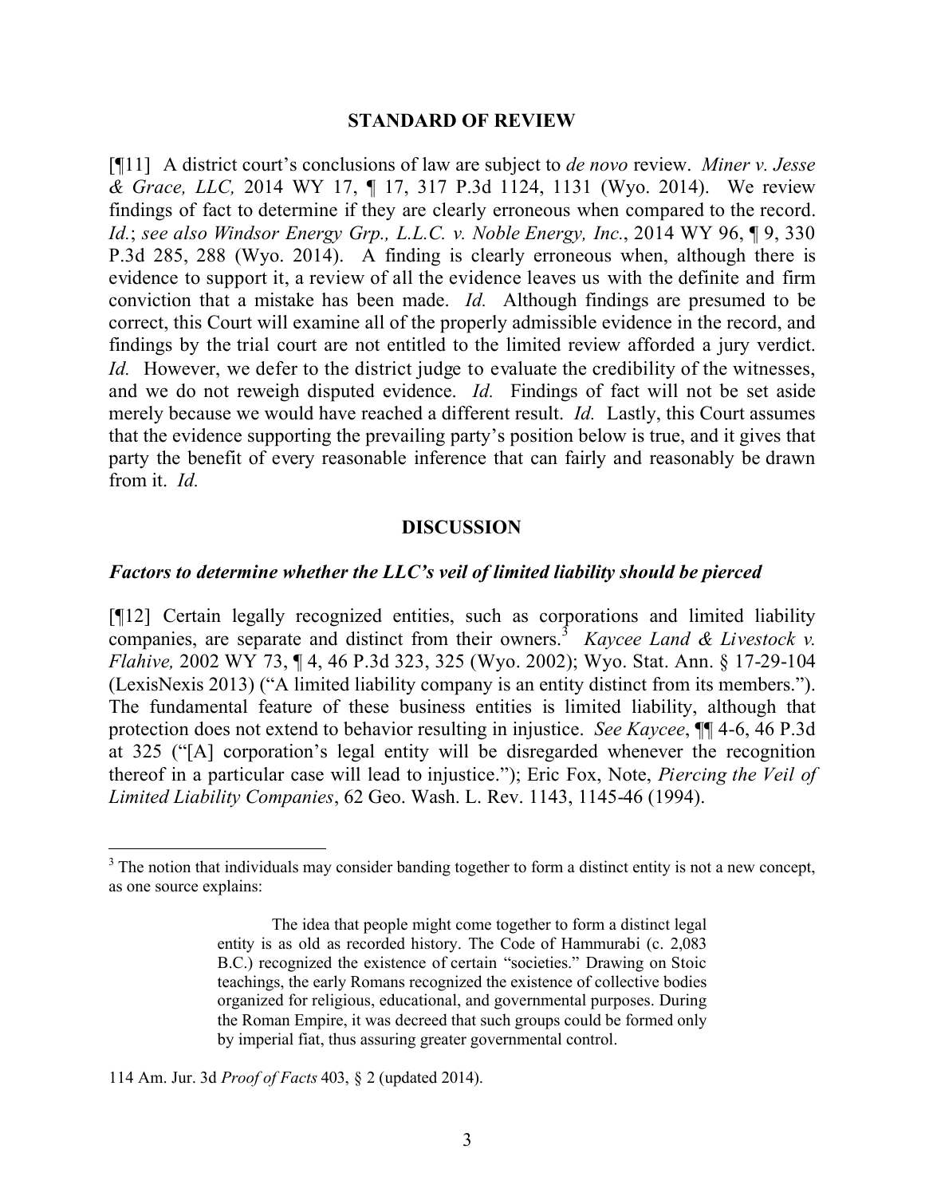## STANDARD OF REVIEW

[¶11] A district court's conclusions of law are subject to *de novo* review. *Miner v. Jesse & Grace, LLC,* 2014 WY 17, ¶ 17, 317 P.3d 1124, 1131 (Wyo. 2014). We review findings of fact to determine if they are clearly erroneous when compared to the record. *Id.*; *see also Windsor Energy Grp., L.L.C. v. Noble Energy, Inc.*, 2014 WY 96, ¶ 9, 330 P.3d 285, 288 (Wyo. 2014). A finding is clearly erroneous when, although there is evidence to support it, a review of all the evidence leaves us with the definite and firm conviction that a mistake has been made. *Id.* Although findings are presumed to be correct, this Court will examine all of the properly admissible evidence in the record, and findings by the trial court are not entitled to the limited review afforded a jury verdict. *Id.* However, we defer to the district judge to evaluate the credibility of the witnesses, and we do not reweigh disputed evidence. *Id.* Findings of fact will not be set aside merely because we would have reached a different result. *Id.* Lastly, this Court assumes that the evidence supporting the prevailing party's position below is true, and it gives that party the benefit of every reasonable inference that can fairly and reasonably be drawn from it. *Id.*

## DISCUSSION

### *Factors to determine whether the LLC's veil of limited liability should be pierced*

[¶12] Certain legally recognized entities, such as corporations and limited liability companies, are separate and distinct from their owners.[3] *Kaycee Land & Livestock v. Flahive,* 2002 WY 73, ¶ 4, 46 P.3d 323, 325 (Wyo. 2002); Wyo. Stat. Ann. § 17-29-104 (LexisNexis 2013) ("A limited liability company is an entity distinct from its members."). The fundamental feature of these business entities is limited liability, although that protection does not extend to behavior resulting in injustice. *See Kaycee*, ¶¶ 4-6, 46 P.3d at 325 ("[A] corporation's legal entity will be disregarded whenever the recognition thereof in a particular case will lead to injustice."); Eric Fox, Note, *Piercing the Veil of Limited Liability Companies*, 62 Geo. Wash. L. Rev. 1143, 1145-46 (1994).

---

[3] The notion that individuals may consider banding together to form a distinct entity is not a new concept, as one source explains:

> The idea that people might come together to form a distinct legal entity is as old as recorded history. The Code of Hammurabi (c. 2,083 B.C.) recognized the existence of certain "societies." Drawing on Stoic teachings, the early Romans recognized the existence of collective bodies organized for religious, educational, and governmental purposes. During the Roman Empire, it was decreed that such groups could be formed only by imperial fiat, thus assuring greater governmental control.

114 Am. Jur. 3d *Proof of Facts* 403, § 2 (updated 2014).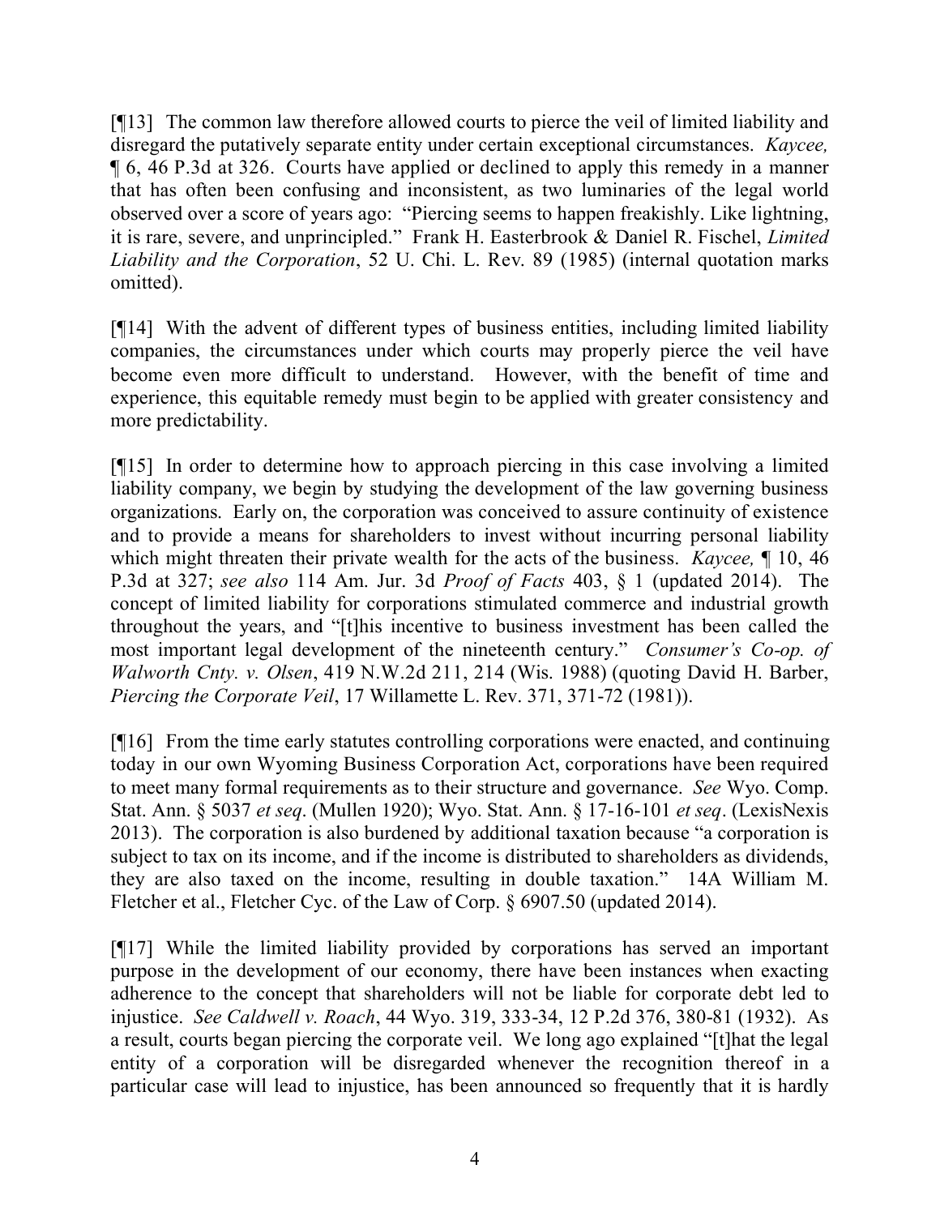[¶13] The common law therefore allowed courts to pierce the veil of limited liability and disregard the putatively separate entity under certain exceptional circumstances. *Kaycee,* ¶ 6, 46 P.3d at 326. Courts have applied or declined to apply this remedy in a manner that has often been confusing and inconsistent, as two luminaries of the legal world observed over a score of years ago: "Piercing seems to happen freakishly. Like lightning, it is rare, severe, and unprincipled." Frank H. Easterbrook & Daniel R. Fischel, *Limited Liability and the Corporation*, 52 U. Chi. L. Rev. 89 (1985) (internal quotation marks omitted).

[¶14] With the advent of different types of business entities, including limited liability companies, the circumstances under which courts may properly pierce the veil have become even more difficult to understand. However, with the benefit of time and experience, this equitable remedy must begin to be applied with greater consistency and more predictability.

[¶15] In order to determine how to approach piercing in this case involving a limited liability company, we begin by studying the development of the law governing business organizations. Early on, the corporation was conceived to assure continuity of existence and to provide a means for shareholders to invest without incurring personal liability which might threaten their private wealth for the acts of the business. *Kaycee,* ¶ 10, 46 P.3d at 327; *see also* 114 Am. Jur. 3d *Proof of Facts* 403, § 1 (updated 2014). The concept of limited liability for corporations stimulated commerce and industrial growth throughout the years, and "[t]his incentive to business investment has been called the most important legal development of the nineteenth century." *Consumer's Co-op. of Walworth Cnty. v. Olsen*, 419 N.W.2d 211, 214 (Wis. 1988) (quoting David H. Barber, *Piercing the Corporate Veil*, 17 Willamette L. Rev. 371, 371-72 (1981)).

[¶16] From the time early statutes controlling corporations were enacted, and continuing today in our own Wyoming Business Corporation Act, corporations have been required to meet many formal requirements as to their structure and governance. *See* Wyo. Comp. Stat. Ann. § 5037 *et seq*. (Mullen 1920); Wyo. Stat. Ann. § 17-16-101 *et seq*. (LexisNexis 2013). The corporation is also burdened by additional taxation because "a corporation is subject to tax on its income, and if the income is distributed to shareholders as dividends, they are also taxed on the income, resulting in double taxation." 14A William M. Fletcher et al., Fletcher Cyc. of the Law of Corp. § 6907.50 (updated 2014).

[¶17] While the limited liability provided by corporations has served an important purpose in the development of our economy, there have been instances when exacting adherence to the concept that shareholders will not be liable for corporate debt led to injustice. *See Caldwell v. Roach*, 44 Wyo. 319, 333-34, 12 P.2d 376, 380-81 (1932). As a result, courts began piercing the corporate veil. We long ago explained "[t]hat the legal entity of a corporation will be disregarded whenever the recognition thereof in a particular case will lead to injustice, has been announced so frequently that it is hardly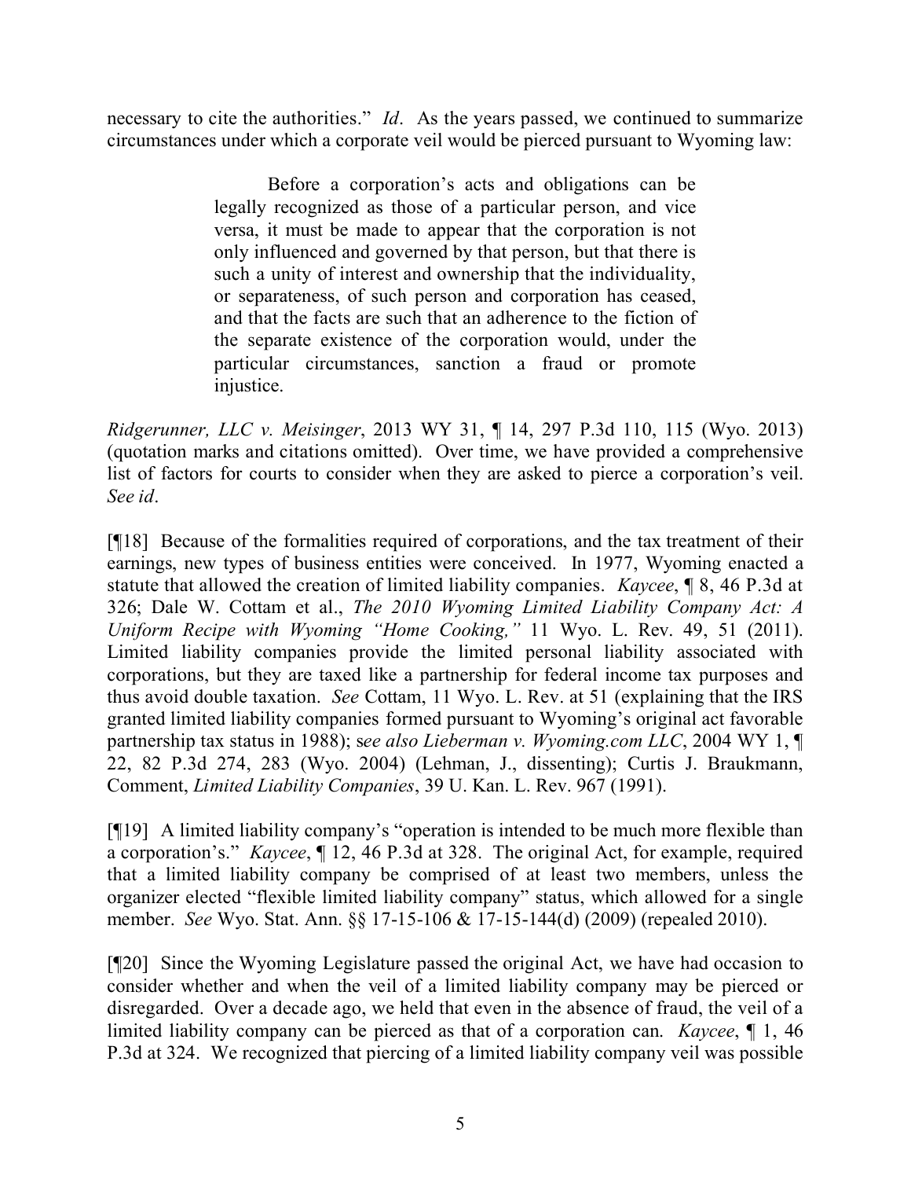necessary to cite the authorities." *Id*. As the years passed, we continued to summarize circumstances under which a corporate veil would be pierced pursuant to Wyoming law:

> Before a corporation's acts and obligations can be legally recognized as those of a particular person, and vice versa, it must be made to appear that the corporation is not only influenced and governed by that person, but that there is such a unity of interest and ownership that the individuality, or separateness, of such person and corporation has ceased, and that the facts are such that an adherence to the fiction of the separate existence of the corporation would, under the particular circumstances, sanction a fraud or promote injustice.

*Ridgerunner, LLC v. Meisinger*, 2013 WY 31, ¶ 14, 297 P.3d 110, 115 (Wyo. 2013) (quotation marks and citations omitted). Over time, we have provided a comprehensive list of factors for courts to consider when they are asked to pierce a corporation's veil. *See id*.

[¶18] Because of the formalities required of corporations, and the tax treatment of their earnings, new types of business entities were conceived. In 1977, Wyoming enacted a statute that allowed the creation of limited liability companies. *Kaycee*, ¶ 8, 46 P.3d at 326; Dale W. Cottam et al., *The 2010 Wyoming Limited Liability Company Act: A Uniform Recipe with Wyoming "Home Cooking,"* 11 Wyo. L. Rev. 49, 51 (2011). Limited liability companies provide the limited personal liability associated with corporations, but they are taxed like a partnership for federal income tax purposes and thus avoid double taxation. *See* Cottam, 11 Wyo. L. Rev. at 51 (explaining that the IRS granted limited liability companies formed pursuant to Wyoming's original act favorable partnership tax status in 1988); s*ee also Lieberman v. Wyoming.com LLC*, 2004 WY 1, ¶ 22, 82 P.3d 274, 283 (Wyo. 2004) (Lehman, J., dissenting); Curtis J. Braukmann, Comment, *Limited Liability Companies*, 39 U. Kan. L. Rev. 967 (1991).

[¶19] A limited liability company's "operation is intended to be much more flexible than a corporation's." *Kaycee*, ¶ 12, 46 P.3d at 328. The original Act, for example, required that a limited liability company be comprised of at least two members, unless the organizer elected "flexible limited liability company" status, which allowed for a single member. *See* Wyo. Stat. Ann. §§ 17-15-106 & 17-15-144(d) (2009) (repealed 2010).

[¶20] Since the Wyoming Legislature passed the original Act, we have had occasion to consider whether and when the veil of a limited liability company may be pierced or disregarded. Over a decade ago, we held that even in the absence of fraud, the veil of a limited liability company can be pierced as that of a corporation can. *Kaycee*, ¶ 1, 46 P.3d at 324. We recognized that piercing of a limited liability company veil was possible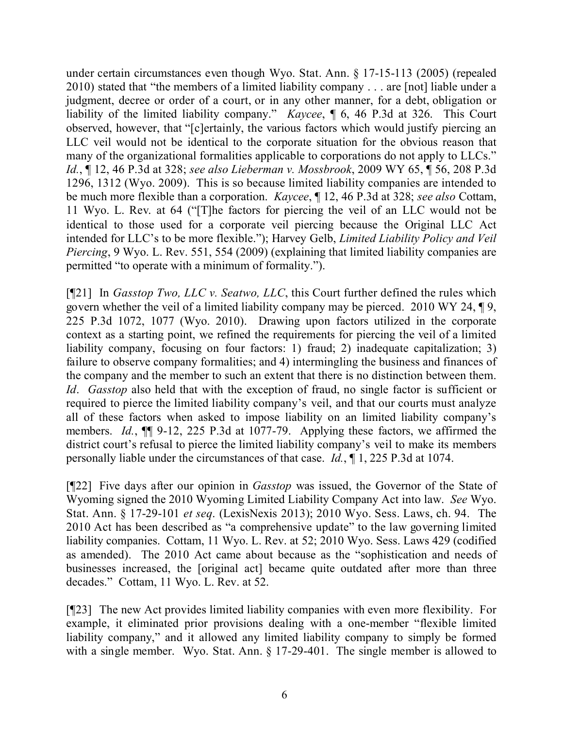under certain circumstances even though Wyo. Stat. Ann. § 17-15-113 (2005) (repealed 2010) stated that "the members of a limited liability company . . . are [not] liable under a judgment, decree or order of a court, or in any other manner, for a debt, obligation or liability of the limited liability company." *Kaycee*, ¶ 6, 46 P.3d at 326. This Court observed, however, that "[c]ertainly, the various factors which would justify piercing an LLC veil would not be identical to the corporate situation for the obvious reason that many of the organizational formalities applicable to corporations do not apply to LLCs." *Id.*, ¶ 12, 46 P.3d at 328; *see also Lieberman v. Mossbrook*, 2009 WY 65, ¶ 56, 208 P.3d 1296, 1312 (Wyo. 2009). This is so because limited liability companies are intended to be much more flexible than a corporation. *Kaycee*, ¶ 12, 46 P.3d at 328; *see also* Cottam, 11 Wyo. L. Rev. at 64 ("[T]he factors for piercing the veil of an LLC would not be identical to those used for a corporate veil piercing because the Original LLC Act intended for LLC's to be more flexible."); Harvey Gelb, *Limited Liability Policy and Veil Piercing*, 9 Wyo. L. Rev. 551, 554 (2009) (explaining that limited liability companies are permitted "to operate with a minimum of formality.").

[¶21] In *Gasstop Two, LLC v. Seatwo, LLC*, this Court further defined the rules which govern whether the veil of a limited liability company may be pierced. 2010 WY 24, ¶ 9, 225 P.3d 1072, 1077 (Wyo. 2010). Drawing upon factors utilized in the corporate context as a starting point, we refined the requirements for piercing the veil of a limited liability company, focusing on four factors: 1) fraud; 2) inadequate capitalization; 3) failure to observe company formalities; and 4) intermingling the business and finances of the company and the member to such an extent that there is no distinction between them. *Id*. *Gasstop* also held that with the exception of fraud, no single factor is sufficient or required to pierce the limited liability company's veil, and that our courts must analyze all of these factors when asked to impose liability on an limited liability company's members. *Id.*, ¶¶ 9-12, 225 P.3d at 1077-79. Applying these factors, we affirmed the district court's refusal to pierce the limited liability company's veil to make its members personally liable under the circumstances of that case. *Id.*, ¶ 1, 225 P.3d at 1074.

[¶22] Five days after our opinion in *Gasstop* was issued, the Governor of the State of Wyoming signed the 2010 Wyoming Limited Liability Company Act into law. *See* Wyo. Stat. Ann. § 17-29-101 *et seq*. (LexisNexis 2013); 2010 Wyo. Sess. Laws, ch. 94. The 2010 Act has been described as "a comprehensive update" to the law governing limited liability companies. Cottam, 11 Wyo. L. Rev. at 52; 2010 Wyo. Sess. Laws 429 (codified as amended). The 2010 Act came about because as the "sophistication and needs of businesses increased, the [original act] became quite outdated after more than three decades." Cottam, 11 Wyo. L. Rev. at 52.

[¶23] The new Act provides limited liability companies with even more flexibility. For example, it eliminated prior provisions dealing with a one-member "flexible limited liability company," and it allowed any limited liability company to simply be formed with a single member. Wyo. Stat. Ann. § 17-29-401. The single member is allowed to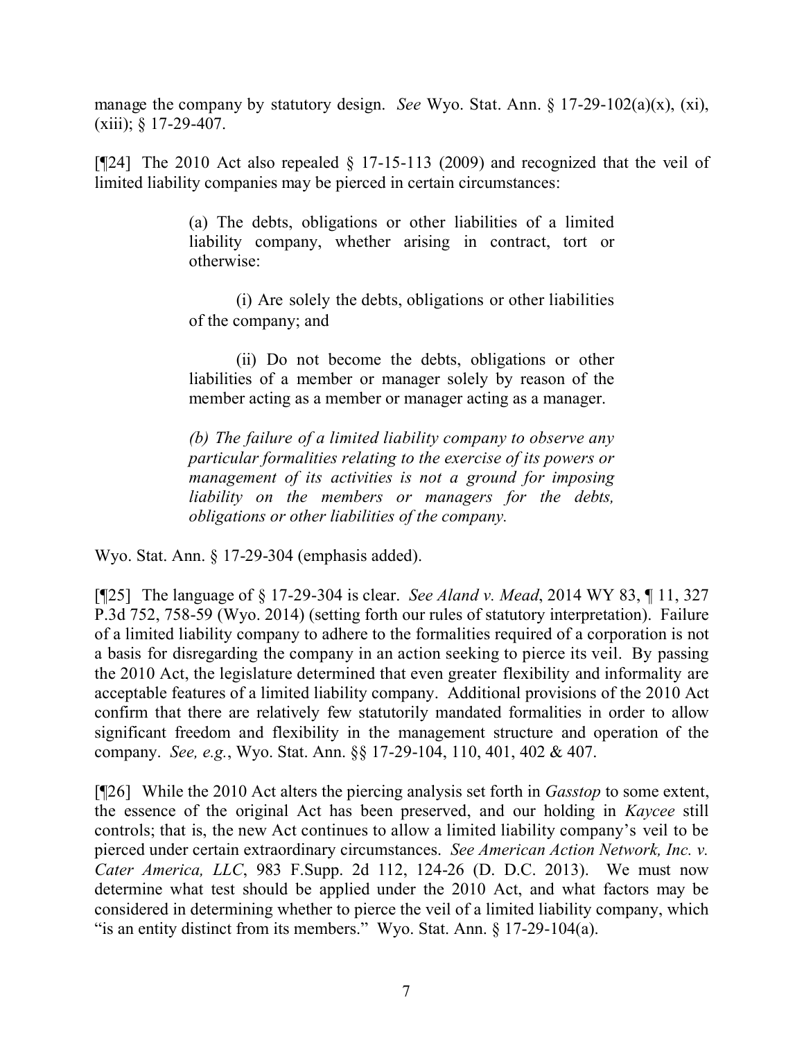manage the company by statutory design. *See* Wyo. Stat. Ann. § 17-29-102(a)(x), (xi), (xiii); § 17-29-407.

[¶24] The 2010 Act also repealed § 17-15-113 (2009) and recognized that the veil of limited liability companies may be pierced in certain circumstances:

> (a) The debts, obligations or other liabilities of a limited liability company, whether arising in contract, tort or otherwise:
>
> (i) Are solely the debts, obligations or other liabilities of the company; and
>
> (ii) Do not become the debts, obligations or other liabilities of a member or manager solely by reason of the member acting as a member or manager acting as a manager.
>
> *(b) The failure of a limited liability company to observe any particular formalities relating to the exercise of its powers or management of its activities is not a ground for imposing liability on the members or managers for the debts, obligations or other liabilities of the company.*

Wyo. Stat. Ann. § 17-29-304 (emphasis added).

[¶25] The language of § 17-29-304 is clear. *See Aland v. Mead*, 2014 WY 83, ¶ 11, 327 P.3d 752, 758-59 (Wyo. 2014) (setting forth our rules of statutory interpretation). Failure of a limited liability company to adhere to the formalities required of a corporation is not a basis for disregarding the company in an action seeking to pierce its veil. By passing the 2010 Act, the legislature determined that even greater flexibility and informality are acceptable features of a limited liability company. Additional provisions of the 2010 Act confirm that there are relatively few statutorily mandated formalities in order to allow significant freedom and flexibility in the management structure and operation of the company. *See, e.g.*, Wyo. Stat. Ann. §§ 17-29-104, 110, 401, 402 & 407.

[¶26] While the 2010 Act alters the piercing analysis set forth in *Gasstop* to some extent, the essence of the original Act has been preserved, and our holding in *Kaycee* still controls; that is, the new Act continues to allow a limited liability company's veil to be pierced under certain extraordinary circumstances. *See American Action Network, Inc. v. Cater America, LLC*, 983 F.Supp. 2d 112, 124-26 (D. D.C. 2013). We must now determine what test should be applied under the 2010 Act, and what factors may be considered in determining whether to pierce the veil of a limited liability company, which "is an entity distinct from its members." Wyo. Stat. Ann. § 17-29-104(a).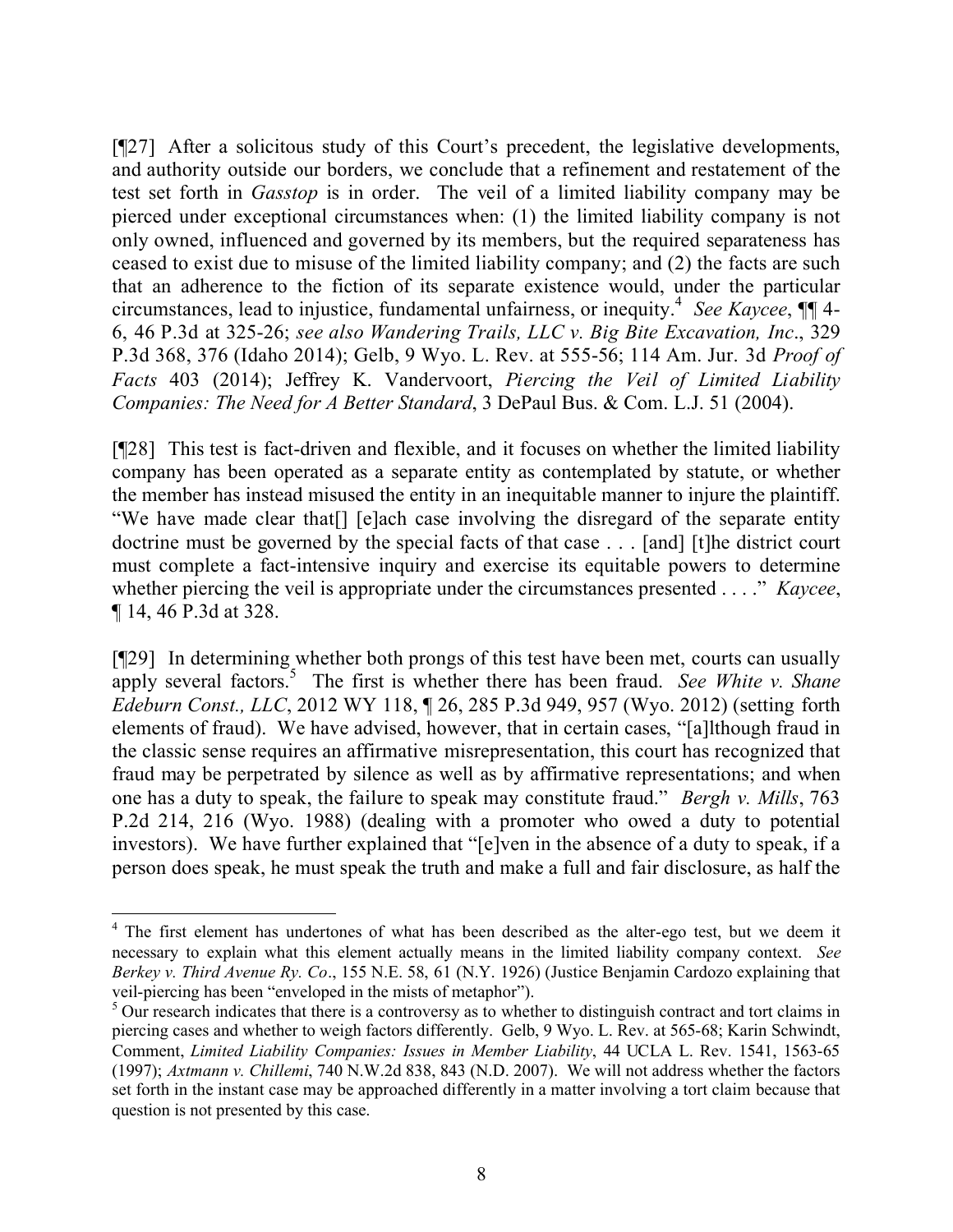[¶27] After a solicitous study of this Court's precedent, the legislative developments, and authority outside our borders, we conclude that a refinement and restatement of the test set forth in *Gasstop* is in order. The veil of a limited liability company may be pierced under exceptional circumstances when: (1) the limited liability company is not only owned, influenced and governed by its members, but the required separateness has ceased to exist due to misuse of the limited liability company; and (2) the facts are such that an adherence to the fiction of its separate existence would, under the particular circumstances, lead to injustice, fundamental unfairness, or inequity.[4] *See Kaycee*, ¶¶ 4-6, 46 P.3d at 325-26; *see also Wandering Trails, LLC v. Big Bite Excavation, Inc*., 329 P.3d 368, 376 (Idaho 2014); Gelb, 9 Wyo. L. Rev. at 555-56; 114 Am. Jur. 3d *Proof of Facts* 403 (2014); Jeffrey K. Vandervoort, *Piercing the Veil of Limited Liability Companies: The Need for A Better Standard*, 3 DePaul Bus. & Com. L.J. 51 (2004).

[¶28] This test is fact-driven and flexible, and it focuses on whether the limited liability company has been operated as a separate entity as contemplated by statute, or whether the member has instead misused the entity in an inequitable manner to injure the plaintiff. "We have made clear that[] [e]ach case involving the disregard of the separate entity doctrine must be governed by the special facts of that case . . . [and] [t]he district court must complete a fact-intensive inquiry and exercise its equitable powers to determine whether piercing the veil is appropriate under the circumstances presented . . . ." *Kaycee*, ¶ 14, 46 P.3d at 328.

[¶29] In determining whether both prongs of this test have been met, courts can usually apply several factors.[5] The first is whether there has been fraud. *See White v. Shane Edeburn Const., LLC*, 2012 WY 118, ¶ 26, 285 P.3d 949, 957 (Wyo. 2012) (setting forth elements of fraud). We have advised, however, that in certain cases, "[a]lthough fraud in the classic sense requires an affirmative misrepresentation, this court has recognized that fraud may be perpetrated by silence as well as by affirmative representations; and when one has a duty to speak, the failure to speak may constitute fraud." *Bergh v. Mills*, 763 P.2d 214, 216 (Wyo. 1988) (dealing with a promoter who owed a duty to potential investors). We have further explained that "[e]ven in the absence of a duty to speak, if a person does speak, he must speak the truth and make a full and fair disclosure, as half the

---

[4] The first element has undertones of what has been described as the alter-ego test, but we deem it necessary to explain what this element actually means in the limited liability company context. *See Berkey v. Third Avenue Ry. Co*., 155 N.E. 58, 61 (N.Y. 1926) (Justice Benjamin Cardozo explaining that veil-piercing has been "enveloped in the mists of metaphor").

[5] Our research indicates that there is a controversy as to whether to distinguish contract and tort claims in piercing cases and whether to weigh factors differently. Gelb, 9 Wyo. L. Rev. at 565-68; Karin Schwindt, Comment, *Limited Liability Companies: Issues in Member Liability*, 44 UCLA L. Rev. 1541, 1563-65 (1997); *Axtmann v. Chillemi*, 740 N.W.2d 838, 843 (N.D. 2007). We will not address whether the factors set forth in the instant case may be approached differently in a matter involving a tort claim because that question is not presented by this case.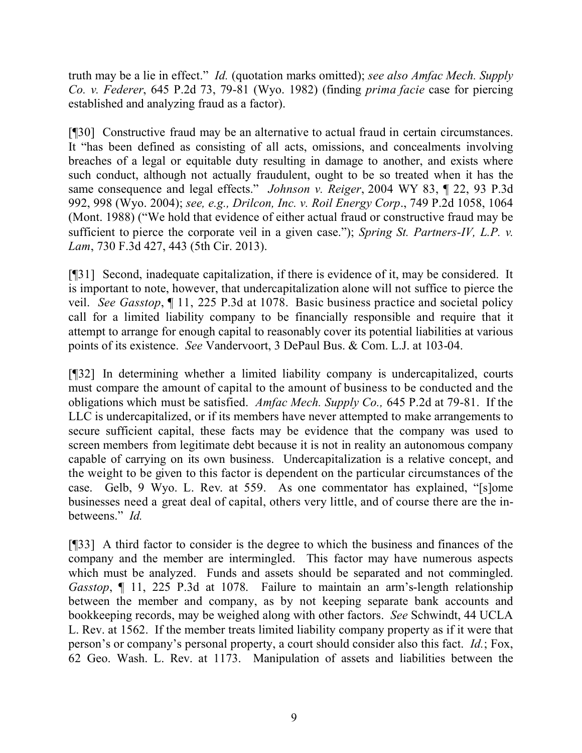truth may be a lie in effect." *Id.* (quotation marks omitted); *see also Amfac Mech. Supply Co. v. Federer*, 645 P.2d 73, 79-81 (Wyo. 1982) (finding *prima facie* case for piercing established and analyzing fraud as a factor).

[¶30] Constructive fraud may be an alternative to actual fraud in certain circumstances. It "has been defined as consisting of all acts, omissions, and concealments involving breaches of a legal or equitable duty resulting in damage to another, and exists where such conduct, although not actually fraudulent, ought to be so treated when it has the same consequence and legal effects." *Johnson v. Reiger*, 2004 WY 83, ¶ 22, 93 P.3d 992, 998 (Wyo. 2004); *see, e.g., Drilcon, Inc. v. Roil Energy Corp*., 749 P.2d 1058, 1064 (Mont. 1988) ("We hold that evidence of either actual fraud or constructive fraud may be sufficient to pierce the corporate veil in a given case."); *Spring St. Partners-IV, L.P. v. Lam*, 730 F.3d 427, 443 (5th Cir. 2013).

[¶31] Second, inadequate capitalization, if there is evidence of it, may be considered. It is important to note, however, that undercapitalization alone will not suffice to pierce the veil. *See Gasstop*, ¶ 11, 225 P.3d at 1078. Basic business practice and societal policy call for a limited liability company to be financially responsible and require that it attempt to arrange for enough capital to reasonably cover its potential liabilities at various points of its existence. *See* Vandervoort, 3 DePaul Bus. & Com. L.J. at 103-04.

[¶32] In determining whether a limited liability company is undercapitalized, courts must compare the amount of capital to the amount of business to be conducted and the obligations which must be satisfied. *Amfac Mech. Supply Co.,* 645 P.2d at 79-81. If the LLC is undercapitalized, or if its members have never attempted to make arrangements to secure sufficient capital, these facts may be evidence that the company was used to screen members from legitimate debt because it is not in reality an autonomous company capable of carrying on its own business. Undercapitalization is a relative concept, and the weight to be given to this factor is dependent on the particular circumstances of the case. Gelb, 9 Wyo. L. Rev. at 559. As one commentator has explained, "[s]ome businesses need a great deal of capital, others very little, and of course there are the in-betweens." *Id.*

[¶33] A third factor to consider is the degree to which the business and finances of the company and the member are intermingled. This factor may have numerous aspects which must be analyzed. Funds and assets should be separated and not commingled. *Gasstop*, ¶ 11, 225 P.3d at 1078. Failure to maintain an arm's-length relationship between the member and company, as by not keeping separate bank accounts and bookkeeping records, may be weighed along with other factors. *See* Schwindt, 44 UCLA L. Rev. at 1562. If the member treats limited liability company property as if it were that person's or company's personal property, a court should consider also this fact. *Id.*; Fox, 62 Geo. Wash. L. Rev. at 1173. Manipulation of assets and liabilities between the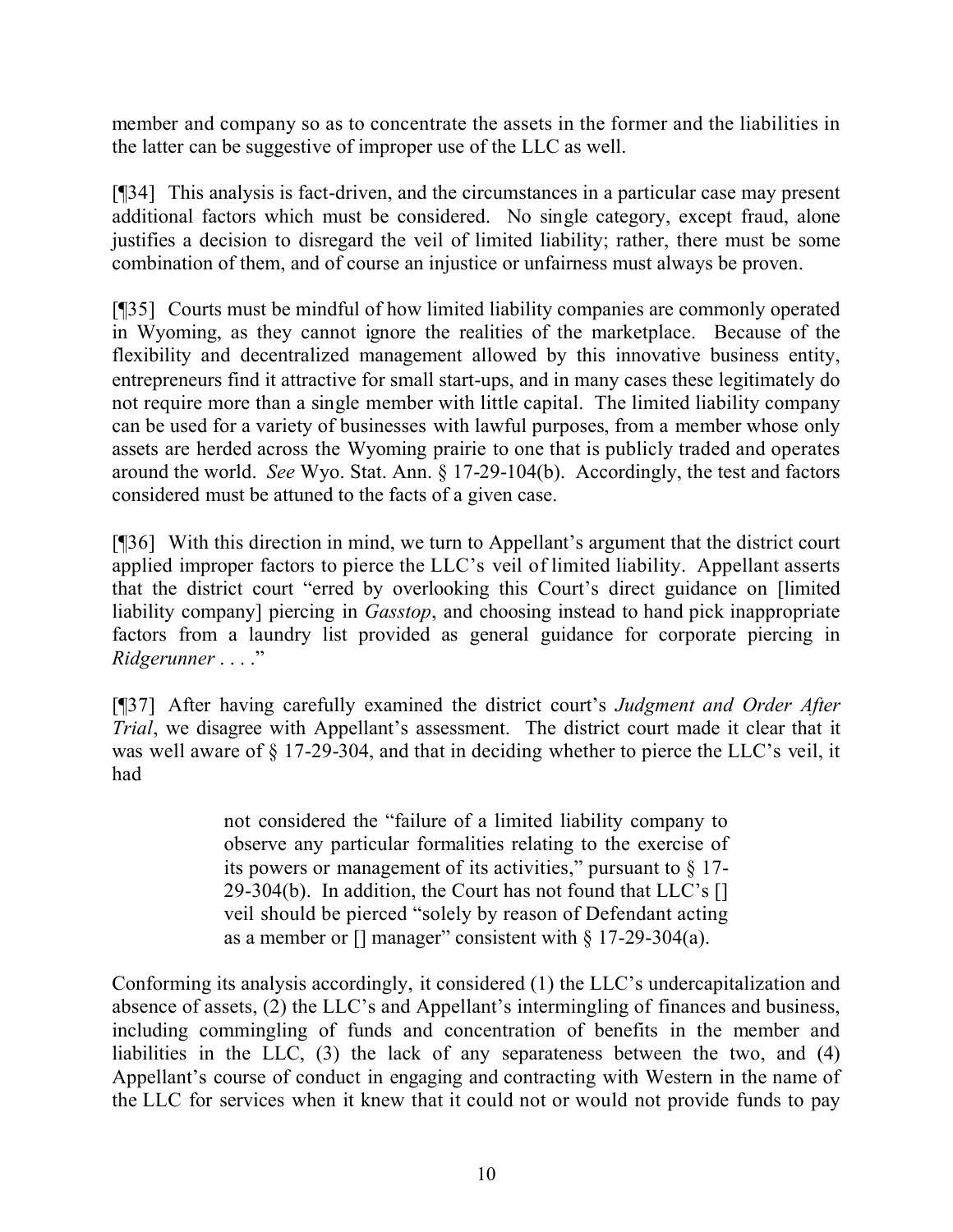member and company so as to concentrate the assets in the former and the liabilities in the latter can be suggestive of improper use of the LLC as well.

[¶34] This analysis is fact-driven, and the circumstances in a particular case may present additional factors which must be considered. No single category, except fraud, alone justifies a decision to disregard the veil of limited liability; rather, there must be some combination of them, and of course an injustice or unfairness must always be proven.

[¶35] Courts must be mindful of how limited liability companies are commonly operated in Wyoming, as they cannot ignore the realities of the marketplace. Because of the flexibility and decentralized management allowed by this innovative business entity, entrepreneurs find it attractive for small start-ups, and in many cases these legitimately do not require more than a single member with little capital. The limited liability company can be used for a variety of businesses with lawful purposes, from a member whose only assets are herded across the Wyoming prairie to one that is publicly traded and operates around the world. *See* Wyo. Stat. Ann. § 17-29-104(b). Accordingly, the test and factors considered must be attuned to the facts of a given case.

[¶36] With this direction in mind, we turn to Appellant's argument that the district court applied improper factors to pierce the LLC's veil of limited liability. Appellant asserts that the district court "erred by overlooking this Court's direct guidance on [limited liability company] piercing in *Gasstop*, and choosing instead to hand pick inappropriate factors from a laundry list provided as general guidance for corporate piercing in *Ridgerunner* . . . ."

[¶37] After having carefully examined the district court's *Judgment and Order After Trial*, we disagree with Appellant's assessment. The district court made it clear that it was well aware of § 17-29-304, and that in deciding whether to pierce the LLC's veil, it had

> not considered the "failure of a limited liability company to observe any particular formalities relating to the exercise of its powers or management of its activities," pursuant to § 17-29-304(b). In addition, the Court has not found that LLC's [] veil should be pierced "solely by reason of Defendant acting as a member or [] manager" consistent with § 17-29-304(a).

Conforming its analysis accordingly, it considered (1) the LLC's undercapitalization and absence of assets, (2) the LLC's and Appellant's intermingling of finances and business, including commingling of funds and concentration of benefits in the member and liabilities in the LLC, (3) the lack of any separateness between the two, and (4) Appellant's course of conduct in engaging and contracting with Western in the name of the LLC for services when it knew that it could not or would not provide funds to pay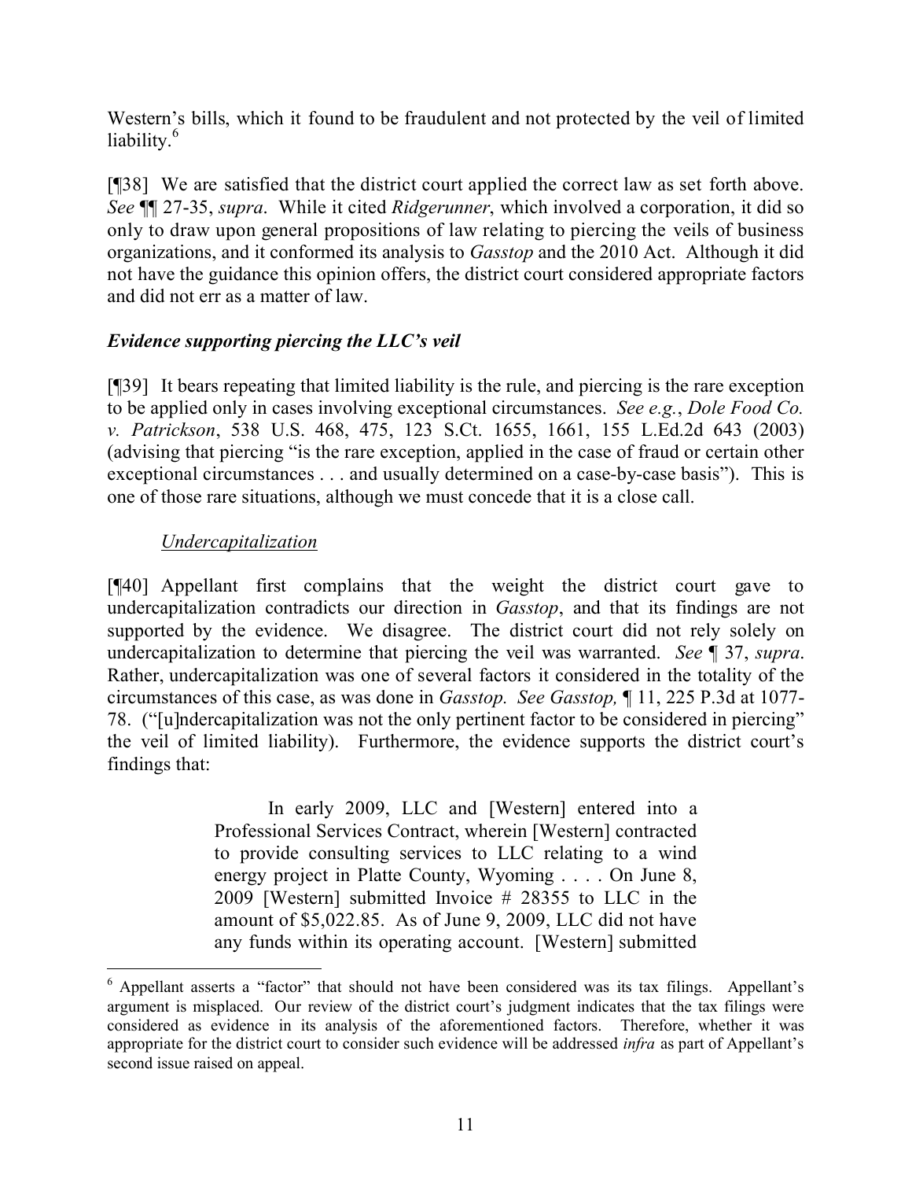Western's bills, which it found to be fraudulent and not protected by the veil of limited liability.[6]

[¶38] We are satisfied that the district court applied the correct law as set forth above. *See* ¶¶ 27-35, *supra*. While it cited *Ridgerunner*, which involved a corporation, it did so only to draw upon general propositions of law relating to piercing the veils of business organizations, and it conformed its analysis to *Gasstop* and the 2010 Act. Although it did not have the guidance this opinion offers, the district court considered appropriate factors and did not err as a matter of law.

### *Evidence supporting piercing the LLC's veil*

[¶39] It bears repeating that limited liability is the rule, and piercing is the rare exception to be applied only in cases involving exceptional circumstances. *See e.g.*, *Dole Food Co. v. Patrickson*, 538 U.S. 468, 475, 123 S.Ct. 1655, 1661, 155 L.Ed.2d 643 (2003) (advising that piercing "is the rare exception, applied in the case of fraud or certain other exceptional circumstances . . . and usually determined on a case-by-case basis"). This is one of those rare situations, although we must concede that it is a close call.

#### Undercapitalization

[¶40] Appellant first complains that the weight the district court gave to undercapitalization contradicts our direction in *Gasstop*, and that its findings are not supported by the evidence. We disagree. The district court did not rely solely on undercapitalization to determine that piercing the veil was warranted. *See* ¶ 37, *supra*. Rather, undercapitalization was one of several factors it considered in the totality of the circumstances of this case, as was done in *Gasstop*. *See Gasstop,* ¶ 11, 225 P.3d at 1077-78. ("[u]ndercapitalization was not the only pertinent factor to be considered in piercing" the veil of limited liability). Furthermore, the evidence supports the district court's findings that:

> In early 2009, LLC and [Western] entered into a Professional Services Contract, wherein [Western] contracted to provide consulting services to LLC relating to a wind energy project in Platte County, Wyoming . . . . On June 8, 2009 [Western] submitted Invoice # 28355 to LLC in the amount of $5,022.85. As of June 9, 2009, LLC did not have any funds within its operating account. [Western] submitted

---

[6] Appellant asserts a "factor" that should not have been considered was its tax filings. Appellant's argument is misplaced. Our review of the district court's judgment indicates that the tax filings were considered as evidence in its analysis of the aforementioned factors. Therefore, whether it was appropriate for the district court to consider such evidence will be addressed *infra* as part of Appellant's second issue raised on appeal.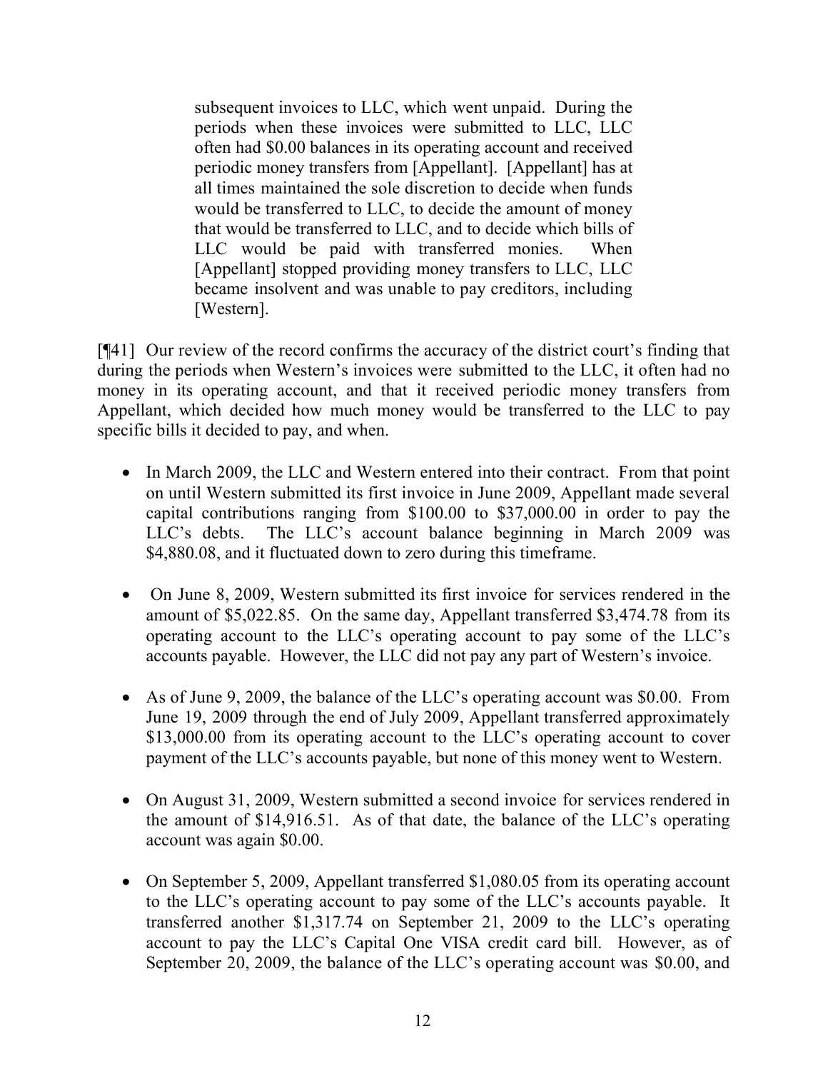> subsequent invoices to LLC, which went unpaid. During the periods when these invoices were submitted to LLC, LLC often had $0.00 balances in its operating account and received periodic money transfers from [Appellant]. [Appellant] has at all times maintained the sole discretion to decide when funds would be transferred to LLC, to decide the amount of money that would be transferred to LLC, and to decide which bills of LLC would be paid with transferred monies. When [Appellant] stopped providing money transfers to LLC, LLC became insolvent and was unable to pay creditors, including [Western].

[¶41] Our review of the record confirms the accuracy of the district court's finding that during the periods when Western's invoices were submitted to the LLC, it often had no money in its operating account, and that it received periodic money transfers from Appellant, which decided how much money would be transferred to the LLC to pay specific bills it decided to pay, and when.

- In March 2009, the LLC and Western entered into their contract. From that point on until Western submitted its first invoice in June 2009, Appellant made several capital contributions ranging from $100.00 to $37,000.00 in order to pay the LLC's debts. The LLC's account balance beginning in March 2009 was $4,880.08, and it fluctuated down to zero during this timeframe.
- On June 8, 2009, Western submitted its first invoice for services rendered in the amount of $5,022.85. On the same day, Appellant transferred $3,474.78 from its operating account to the LLC's operating account to pay some of the LLC's accounts payable. However, the LLC did not pay any part of Western's invoice.
- As of June 9, 2009, the balance of the LLC's operating account was $0.00. From June 19, 2009 through the end of July 2009, Appellant transferred approximately $13,000.00 from its operating account to the LLC's operating account to cover payment of the LLC's accounts payable, but none of this money went to Western.
- On August 31, 2009, Western submitted a second invoice for services rendered in the amount of $14,916.51. As of that date, the balance of the LLC's operating account was again $0.00.
- On September 5, 2009, Appellant transferred $1,080.05 from its operating account to the LLC's operating account to pay some of the LLC's accounts payable. It transferred another $1,317.74 on September 21, 2009 to the LLC's operating account to pay the LLC's Capital One VISA credit card bill. However, as of September 20, 2009, the balance of the LLC's operating account was $0.00, and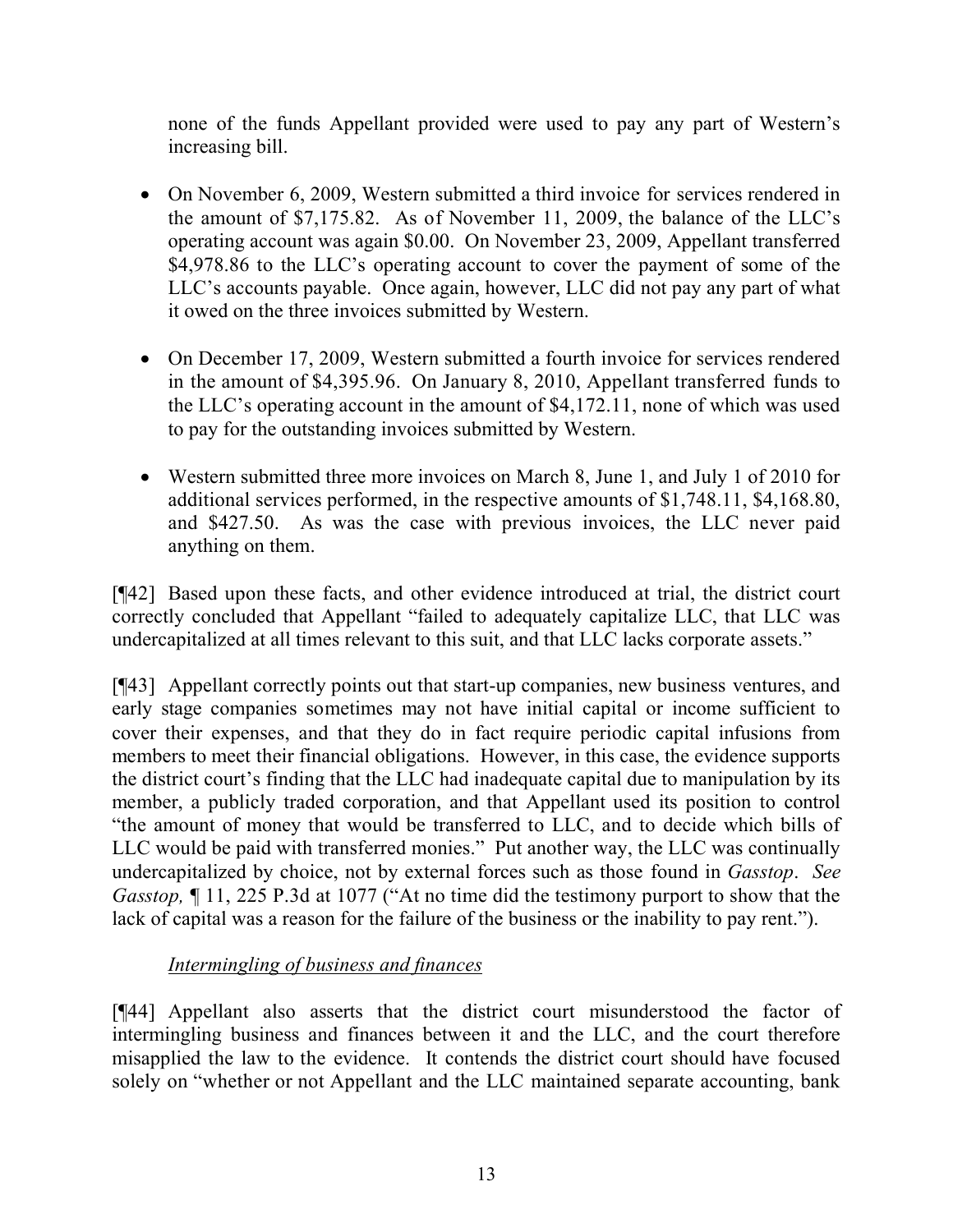none of the funds Appellant provided were used to pay any part of Western's increasing bill.

- On November 6, 2009, Western submitted a third invoice for services rendered in the amount of $7,175.82. As of November 11, 2009, the balance of the LLC's operating account was again $0.00. On November 23, 2009, Appellant transferred $4,978.86 to the LLC's operating account to cover the payment of some of the LLC's accounts payable. Once again, however, LLC did not pay any part of what it owed on the three invoices submitted by Western.

- On December 17, 2009, Western submitted a fourth invoice for services rendered in the amount of $4,395.96. On January 8, 2010, Appellant transferred funds to the LLC's operating account in the amount of $4,172.11, none of which was used to pay for the outstanding invoices submitted by Western.

- Western submitted three more invoices on March 8, June 1, and July 1 of 2010 for additional services performed, in the respective amounts of $1,748.11, $4,168.80, and $427.50. As was the case with previous invoices, the LLC never paid anything on them.

[¶42] Based upon these facts, and other evidence introduced at trial, the district court correctly concluded that Appellant "failed to adequately capitalize LLC, that LLC was undercapitalized at all times relevant to this suit, and that LLC lacks corporate assets."

[¶43] Appellant correctly points out that start-up companies, new business ventures, and early stage companies sometimes may not have initial capital or income sufficient to cover their expenses, and that they do in fact require periodic capital infusions from members to meet their financial obligations. However, in this case, the evidence supports the district court's finding that the LLC had inadequate capital due to manipulation by its member, a publicly traded corporation, and that Appellant used its position to control "the amount of money that would be transferred to LLC, and to decide which bills of LLC would be paid with transferred monies." Put another way, the LLC was continually undercapitalized by choice, not by external forces such as those found in *Gasstop*. *See Gasstop,* ¶ 11, 225 P.3d at 1077 ("At no time did the testimony purport to show that the lack of capital was a reason for the failure of the business or the inability to pay rent.").

*Intermingling of business and finances*

[¶44] Appellant also asserts that the district court misunderstood the factor of intermingling business and finances between it and the LLC, and the court therefore misapplied the law to the evidence. It contends the district court should have focused solely on "whether or not Appellant and the LLC maintained separate accounting, bank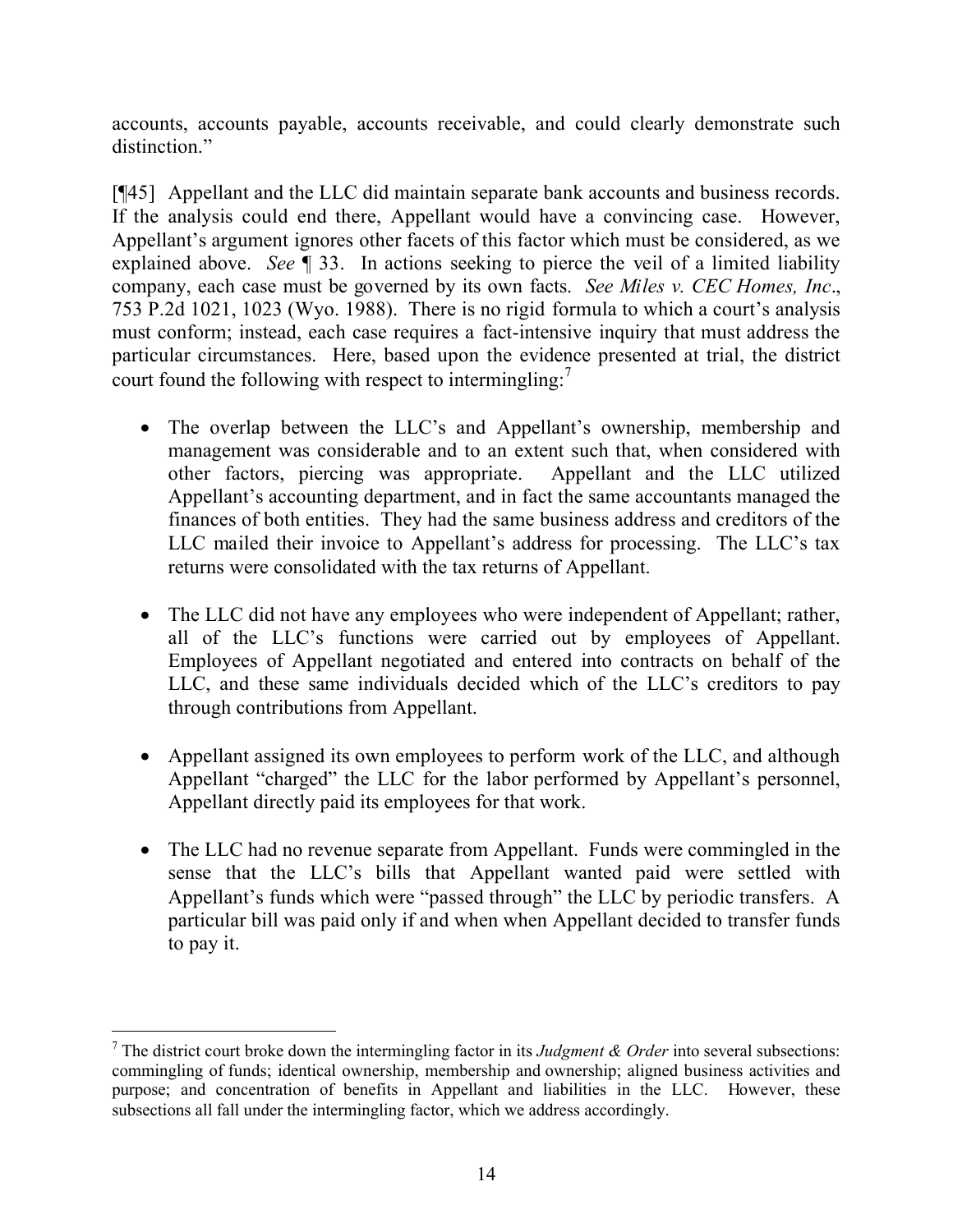accounts, accounts payable, accounts receivable, and could clearly demonstrate such distinction."

[¶45] Appellant and the LLC did maintain separate bank accounts and business records. If the analysis could end there, Appellant would have a convincing case. However, Appellant's argument ignores other facets of this factor which must be considered, as we explained above. *See* ¶ 33. In actions seeking to pierce the veil of a limited liability company, each case must be governed by its own facts. *See Miles v. CEC Homes, Inc.*, 753 P.2d 1021, 1023 (Wyo. 1988). There is no rigid formula to which a court's analysis must conform; instead, each case requires a fact-intensive inquiry that must address the particular circumstances. Here, based upon the evidence presented at trial, the district court found the following with respect to intermingling:[7]

- The overlap between the LLC's and Appellant's ownership, membership and management was considerable and to an extent such that, when considered with other factors, piercing was appropriate. Appellant and the LLC utilized Appellant's accounting department, and in fact the same accountants managed the finances of both entities. They had the same business address and creditors of the LLC mailed their invoice to Appellant's address for processing. The LLC's tax returns were consolidated with the tax returns of Appellant.

- The LLC did not have any employees who were independent of Appellant; rather, all of the LLC's functions were carried out by employees of Appellant. Employees of Appellant negotiated and entered into contracts on behalf of the LLC, and these same individuals decided which of the LLC's creditors to pay through contributions from Appellant.

- Appellant assigned its own employees to perform work of the LLC, and although Appellant "charged" the LLC for the labor performed by Appellant's personnel, Appellant directly paid its employees for that work.

- The LLC had no revenue separate from Appellant. Funds were commingled in the sense that the LLC's bills that Appellant wanted paid were settled with Appellant's funds which were "passed through" the LLC by periodic transfers. A particular bill was paid only if and when when Appellant decided to transfer funds to pay it.

---

[7] The district court broke down the intermingling factor in its *Judgment & Order* into several subsections: commingling of funds; identical ownership, membership and ownership; aligned business activities and purpose; and concentration of benefits in Appellant and liabilities in the LLC. However, these subsections all fall under the intermingling factor, which we address accordingly.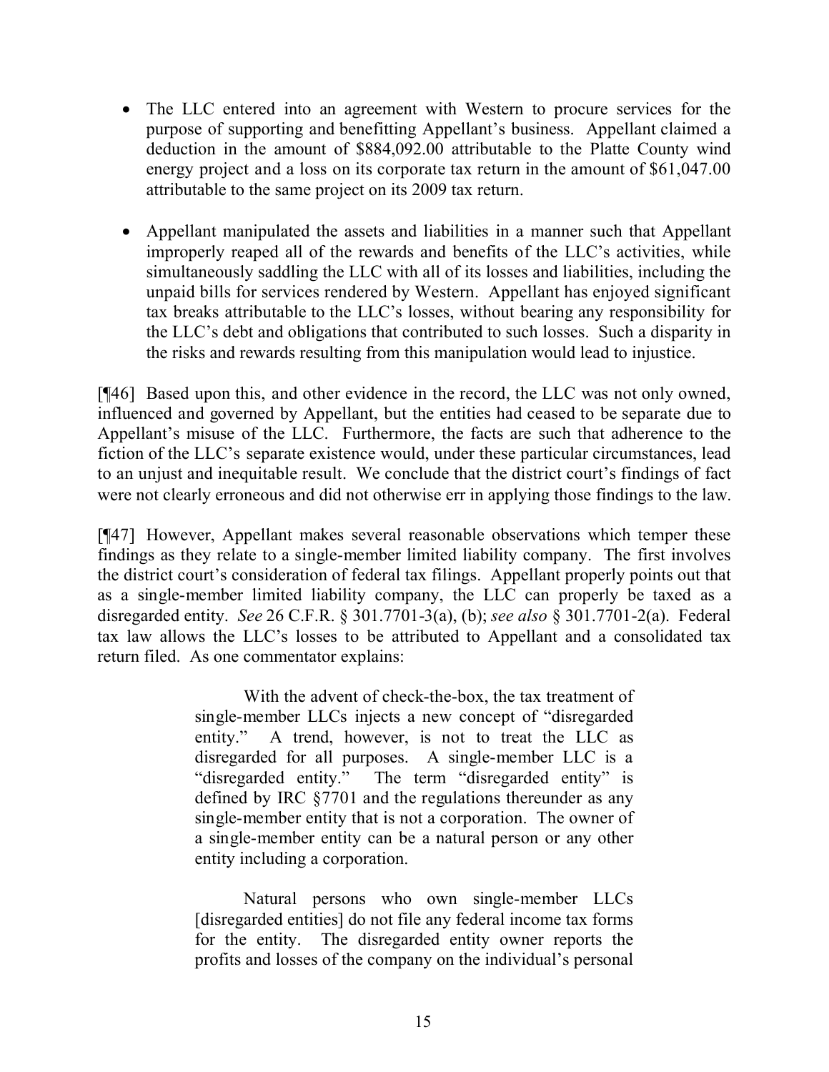- The LLC entered into an agreement with Western to procure services for the purpose of supporting and benefitting Appellant's business. Appellant claimed a deduction in the amount of $884,092.00 attributable to the Platte County wind energy project and a loss on its corporate tax return in the amount of $61,047.00 attributable to the same project on its 2009 tax return.

- Appellant manipulated the assets and liabilities in a manner such that Appellant improperly reaped all of the rewards and benefits of the LLC's activities, while simultaneously saddling the LLC with all of its losses and liabilities, including the unpaid bills for services rendered by Western. Appellant has enjoyed significant tax breaks attributable to the LLC's losses, without bearing any responsibility for the LLC's debt and obligations that contributed to such losses. Such a disparity in the risks and rewards resulting from this manipulation would lead to injustice.

[¶46] Based upon this, and other evidence in the record, the LLC was not only owned, influenced and governed by Appellant, but the entities had ceased to be separate due to Appellant's misuse of the LLC. Furthermore, the facts are such that adherence to the fiction of the LLC's separate existence would, under these particular circumstances, lead to an unjust and inequitable result. We conclude that the district court's findings of fact were not clearly erroneous and did not otherwise err in applying those findings to the law.

[¶47] However, Appellant makes several reasonable observations which temper these findings as they relate to a single-member limited liability company. The first involves the district court's consideration of federal tax filings. Appellant properly points out that as a single-member limited liability company, the LLC can properly be taxed as a disregarded entity. *See* 26 C.F.R. § 301.7701-3(a), (b); *see also* § 301.7701-2(a). Federal tax law allows the LLC's losses to be attributed to Appellant and a consolidated tax return filed. As one commentator explains:

> With the advent of check-the-box, the tax treatment of single-member LLCs injects a new concept of "disregarded entity." A trend, however, is not to treat the LLC as disregarded for all purposes. A single-member LLC is a "disregarded entity." The term "disregarded entity" is defined by IRC §7701 and the regulations thereunder as any single-member entity that is not a corporation. The owner of a single-member entity can be a natural person or any other entity including a corporation.
>
> Natural persons who own single-member LLCs [disregarded entities] do not file any federal income tax forms for the entity. The disregarded entity owner reports the profits and losses of the company on the individual's personal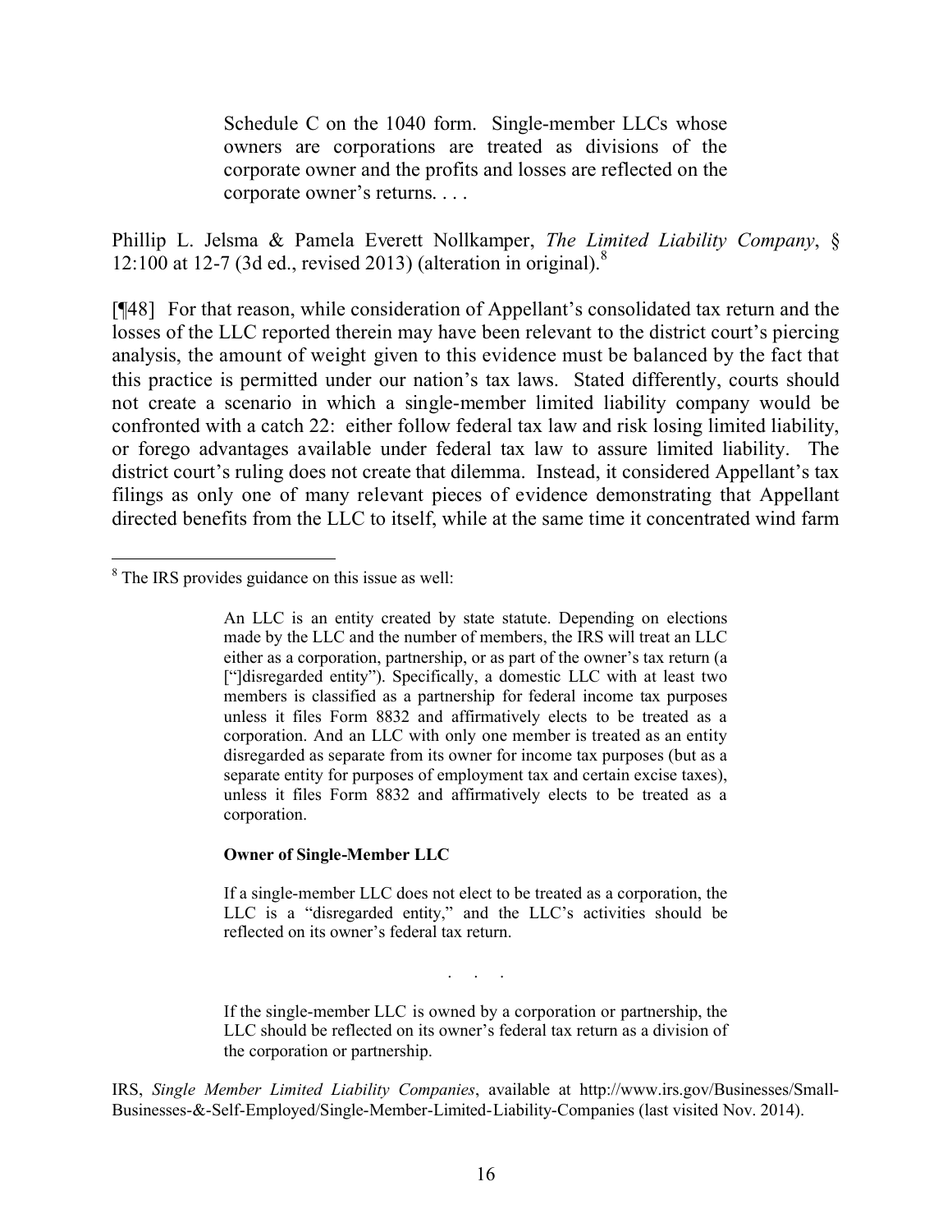> Schedule C on the 1040 form. Single-member LLCs whose owners are corporations are treated as divisions of the corporate owner and the profits and losses are reflected on the corporate owner's returns. . . .

Phillip L. Jelsma & Pamela Everett Nollkamper, *The Limited Liability Company*, § 12:100 at 12-7 (3d ed., revised 2013) (alteration in original).[8]

[¶48] For that reason, while consideration of Appellant's consolidated tax return and the losses of the LLC reported therein may have been relevant to the district court's piercing analysis, the amount of weight given to this evidence must be balanced by the fact that this practice is permitted under our nation's tax laws. Stated differently, courts should not create a scenario in which a single-member limited liability company would be confronted with a catch 22: either follow federal tax law and risk losing limited liability, or forego advantages available under federal tax law to assure limited liability. The district court's ruling does not create that dilemma. Instead, it considered Appellant's tax filings as only one of many relevant pieces of evidence demonstrating that Appellant directed benefits from the LLC to itself, while at the same time it concentrated wind farm

---

[8] The IRS provides guidance on this issue as well:

> An LLC is an entity created by state statute. Depending on elections made by the LLC and the number of members, the IRS will treat an LLC either as a corporation, partnership, or as part of the owner's tax return (a ["]disregarded entity"). Specifically, a domestic LLC with at least two members is classified as a partnership for federal income tax purposes unless it files Form 8832 and affirmatively elects to be treated as a corporation. And an LLC with only one member is treated as an entity disregarded as separate from its owner for income tax purposes (but as a separate entity for purposes of employment tax and certain excise taxes), unless it files Form 8832 and affirmatively elects to be treated as a corporation.
>
> **Owner of Single-Member LLC**
>
> If a single-member LLC does not elect to be treated as a corporation, the LLC is a "disregarded entity," and the LLC's activities should be reflected on its owner's federal tax return.
>
> . . .
>
> If the single-member LLC is owned by a corporation or partnership, the LLC should be reflected on its owner's federal tax return as a division of the corporation or partnership.

IRS, *Single Member Limited Liability Companies*, available at http://www.irs.gov/Businesses/Small-Businesses-&-Self-Employed/Single-Member-Limited-Liability-Companies (last visited Nov. 2014).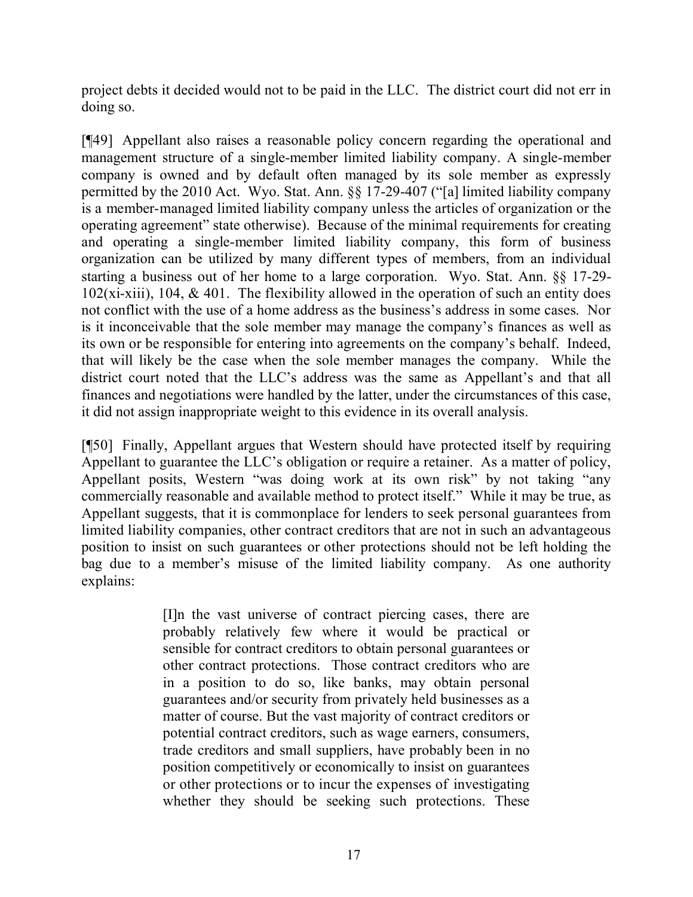project debts it decided would not to be paid in the LLC. The district court did not err in doing so.

[¶49] Appellant also raises a reasonable policy concern regarding the operational and management structure of a single-member limited liability company. A single-member company is owned and by default often managed by its sole member as expressly permitted by the 2010 Act. Wyo. Stat. Ann. §§ 17-29-407 ("[a] limited liability company is a member-managed limited liability company unless the articles of organization or the operating agreement" state otherwise). Because of the minimal requirements for creating and operating a single-member limited liability company, this form of business organization can be utilized by many different types of members, from an individual starting a business out of her home to a large corporation. Wyo. Stat. Ann. §§ 17-29-102(xi-xiii), 104, & 401. The flexibility allowed in the operation of such an entity does not conflict with the use of a home address as the business's address in some cases. Nor is it inconceivable that the sole member may manage the company's finances as well as its own or be responsible for entering into agreements on the company's behalf. Indeed, that will likely be the case when the sole member manages the company. While the district court noted that the LLC's address was the same as Appellant's and that all finances and negotiations were handled by the latter, under the circumstances of this case, it did not assign inappropriate weight to this evidence in its overall analysis.

[¶50] Finally, Appellant argues that Western should have protected itself by requiring Appellant to guarantee the LLC's obligation or require a retainer. As a matter of policy, Appellant posits, Western "was doing work at its own risk" by not taking "any commercially reasonable and available method to protect itself." While it may be true, as Appellant suggests, that it is commonplace for lenders to seek personal guarantees from limited liability companies, other contract creditors that are not in such an advantageous position to insist on such guarantees or other protections should not be left holding the bag due to a member's misuse of the limited liability company. As one authority explains:

> [I]n the vast universe of contract piercing cases, there are probably relatively few where it would be practical or sensible for contract creditors to obtain personal guarantees or other contract protections. Those contract creditors who are in a position to do so, like banks, may obtain personal guarantees and/or security from privately held businesses as a matter of course. But the vast majority of contract creditors or potential contract creditors, such as wage earners, consumers, trade creditors and small suppliers, have probably been in no position competitively or economically to insist on guarantees or other protections or to incur the expenses of investigating whether they should be seeking such protections. These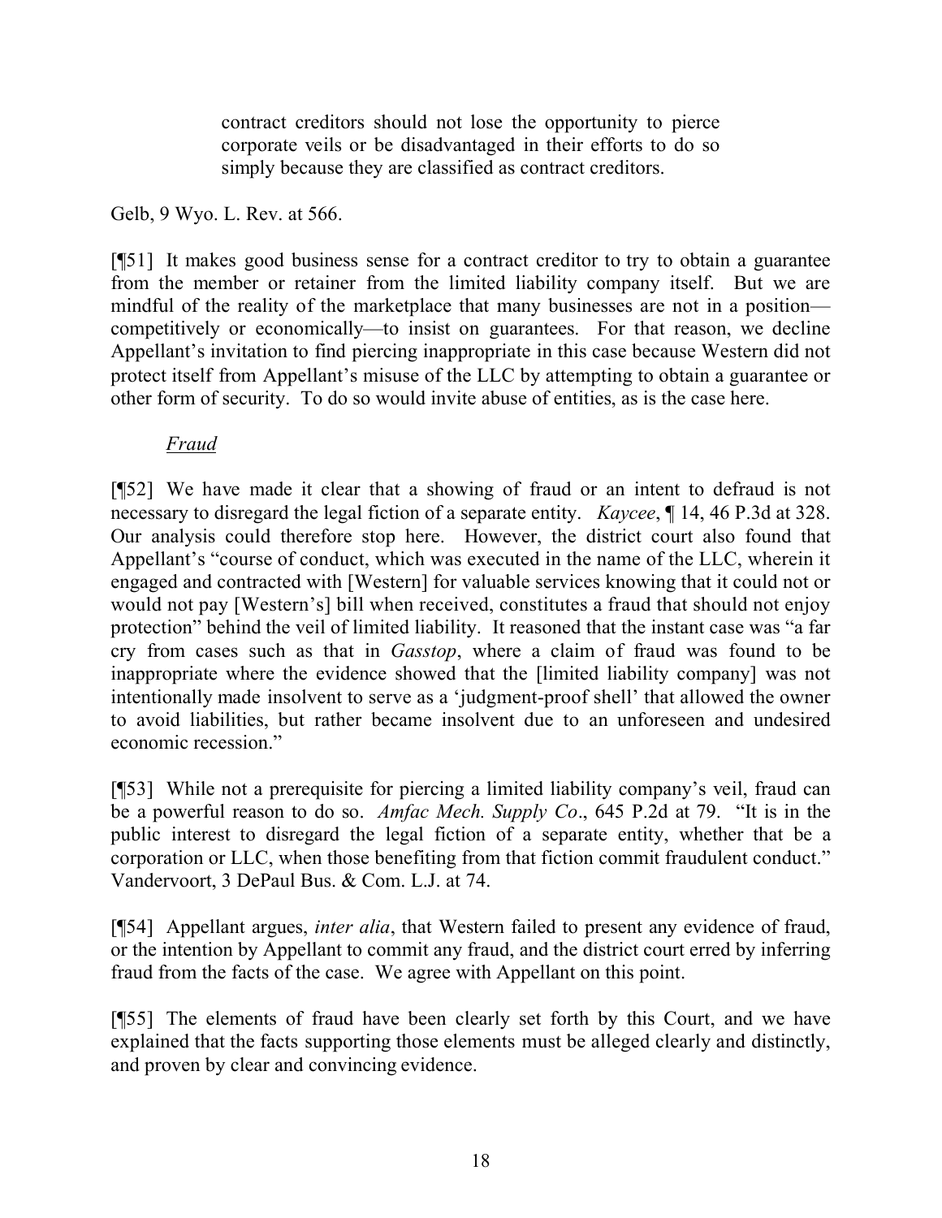> contract creditors should not lose the opportunity to pierce corporate veils or be disadvantaged in their efforts to do so simply because they are classified as contract creditors.

Gelb, 9 Wyo. L. Rev. at 566.

[¶51] It makes good business sense for a contract creditor to try to obtain a guarantee from the member or retainer from the limited liability company itself. But we are mindful of the reality of the marketplace that many businesses are not in a position—competitively or economically—to insist on guarantees. For that reason, we decline Appellant's invitation to find piercing inappropriate in this case because Western did not protect itself from Appellant's misuse of the LLC by attempting to obtain a guarantee or other form of security. To do so would invite abuse of entities, as is the case here.

*Fraud*

[¶52] We have made it clear that a showing of fraud or an intent to defraud is not necessary to disregard the legal fiction of a separate entity. *Kaycee*, ¶ 14, 46 P.3d at 328. Our analysis could therefore stop here. However, the district court also found that Appellant's "course of conduct, which was executed in the name of the LLC, wherein it engaged and contracted with [Western] for valuable services knowing that it could not or would not pay [Western's] bill when received, constitutes a fraud that should not enjoy protection" behind the veil of limited liability. It reasoned that the instant case was "a far cry from cases such as that in *Gasstop*, where a claim of fraud was found to be inappropriate where the evidence showed that the [limited liability company] was not intentionally made insolvent to serve as a 'judgment-proof shell' that allowed the owner to avoid liabilities, but rather became insolvent due to an unforeseen and undesired economic recession."

[¶53] While not a prerequisite for piercing a limited liability company's veil, fraud can be a powerful reason to do so. *Amfac Mech. Supply Co*., 645 P.2d at 79. "It is in the public interest to disregard the legal fiction of a separate entity, whether that be a corporation or LLC, when those benefiting from that fiction commit fraudulent conduct." Vandervoort, 3 DePaul Bus. & Com. L.J. at 74.

[¶54] Appellant argues, *inter alia*, that Western failed to present any evidence of fraud, or the intention by Appellant to commit any fraud, and the district court erred by inferring fraud from the facts of the case. We agree with Appellant on this point.

[¶55] The elements of fraud have been clearly set forth by this Court, and we have explained that the facts supporting those elements must be alleged clearly and distinctly, and proven by clear and convincing evidence.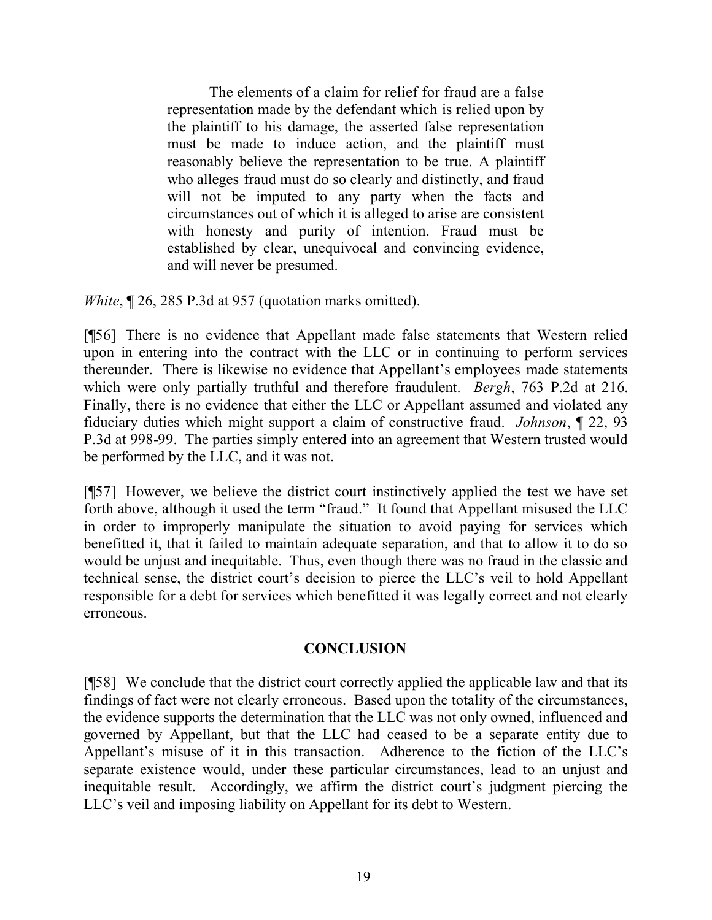> The elements of a claim for relief for fraud are a false representation made by the defendant which is relied upon by the plaintiff to his damage, the asserted false representation must be made to induce action, and the plaintiff must reasonably believe the representation to be true. A plaintiff who alleges fraud must do so clearly and distinctly, and fraud will not be imputed to any party when the facts and circumstances out of which it is alleged to arise are consistent with honesty and purity of intention. Fraud must be established by clear, unequivocal and convincing evidence, and will never be presumed.

*White*, ¶ 26, 285 P.3d at 957 (quotation marks omitted).

[¶56] There is no evidence that Appellant made false statements that Western relied upon in entering into the contract with the LLC or in continuing to perform services thereunder. There is likewise no evidence that Appellant's employees made statements which were only partially truthful and therefore fraudulent. *Bergh*, 763 P.2d at 216. Finally, there is no evidence that either the LLC or Appellant assumed and violated any fiduciary duties which might support a claim of constructive fraud. *Johnson*, ¶ 22, 93 P.3d at 998-99. The parties simply entered into an agreement that Western trusted would be performed by the LLC, and it was not.

[¶57] However, we believe the district court instinctively applied the test we have set forth above, although it used the term "fraud." It found that Appellant misused the LLC in order to improperly manipulate the situation to avoid paying for services which benefitted it, that it failed to maintain adequate separation, and that to allow it to do so would be unjust and inequitable. Thus, even though there was no fraud in the classic and technical sense, the district court's decision to pierce the LLC's veil to hold Appellant responsible for a debt for services which benefitted it was legally correct and not clearly erroneous.

## CONCLUSION

[¶58] We conclude that the district court correctly applied the applicable law and that its findings of fact were not clearly erroneous. Based upon the totality of the circumstances, the evidence supports the determination that the LLC was not only owned, influenced and governed by Appellant, but that the LLC had ceased to be a separate entity due to Appellant's misuse of it in this transaction. Adherence to the fiction of the LLC's separate existence would, under these particular circumstances, lead to an unjust and inequitable result. Accordingly, we affirm the district court's judgment piercing the LLC's veil and imposing liability on Appellant for its debt to Western.